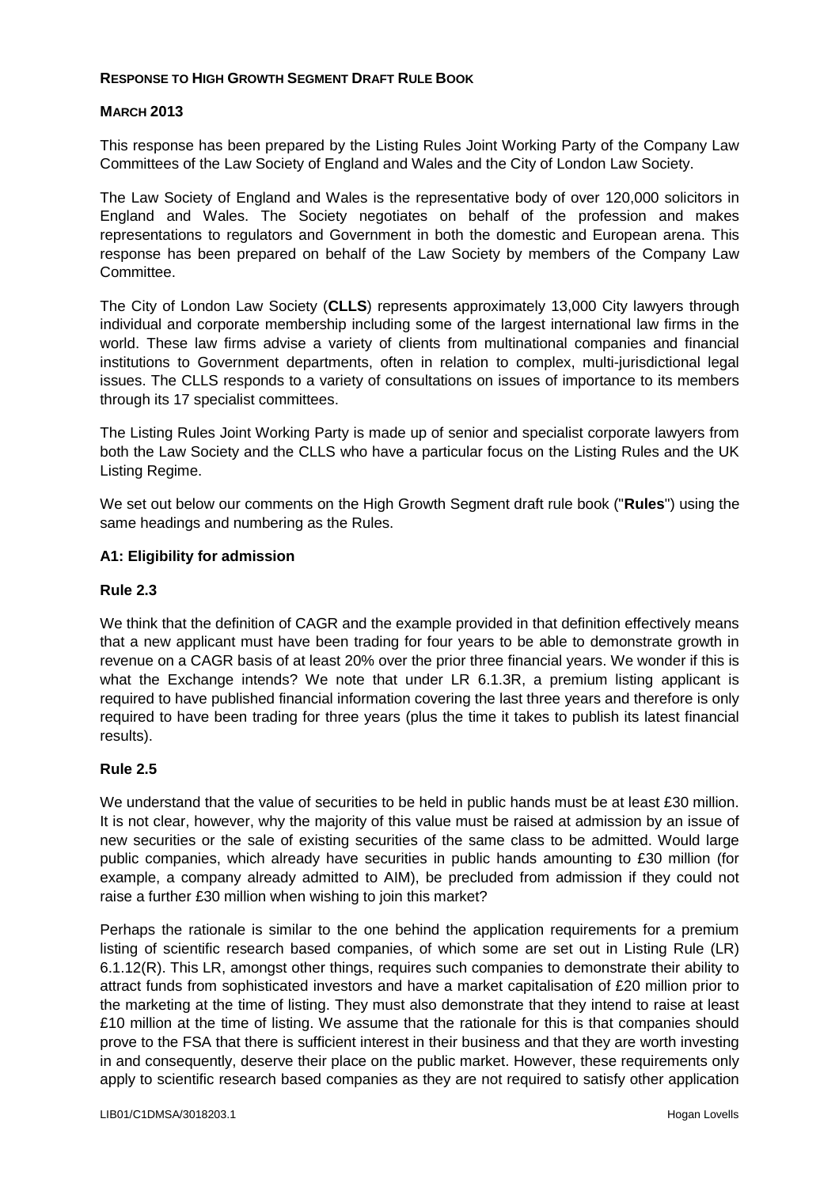**RESPONSE TO HIGH GROWTH SEGMENT DRAFT RULE BOOK**

**MARCH 2013**

This response has been prepared by the Listing Rules Joint Working Party of the Company Law Committees of the Law Society of England and Wales and the City of London Law Society.

The Law Society of England and Wales is the representative body of over 120,000 solicitors in England and Wales. The Society negotiates on behalf of the profession and makes representations to regulators and Government in both the domestic and European arena. This response has been prepared on behalf of the Law Society by members of the Company Law Committee.

The City of London Law Society (**CLLS**) represents approximately 13,000 City lawyers through individual and corporate membership including some of the largest international law firms in the world. These law firms advise a variety of clients from multinational companies and financial institutions to Government departments, often in relation to complex, multi-jurisdictional legal issues. The CLLS responds to a variety of consultations on issues of importance to its members through its 17 specialist committees.

The Listing Rules Joint Working Party is made up of senior and specialist corporate lawyers from both the Law Society and the CLLS who have a particular focus on the Listing Rules and the UK Listing Regime.

We set out below our comments on the High Growth Segment draft rule book ("**Rules**") using the same headings and numbering as the Rules.

**A1: Eligibility for admission**

**Rule 2.3**

We think that the definition of CAGR and the example provided in that definition effectively means that a new applicant must have been trading for four years to be able to demonstrate growth in revenue on a CAGR basis of at least 20% over the prior three financial years. We wonder if this is what the Exchange intends? We note that under LR 6.1.3R, a premium listing applicant is required to have published financial information covering the last three years and therefore is only required to have been trading for three years (plus the time it takes to publish its latest financial results).

**Rule 2.5**

We understand that the value of securities to be held in public hands must be at least £30 million. It is not clear, however, why the majority of this value must be raised at admission by an issue of new securities or the sale of existing securities of the same class to be admitted. Would large public companies, which already have securities in public hands amounting to £30 million (for example, a company already admitted to AIM), be precluded from admission if they could not raise a further £30 million when wishing to join this market?

Perhaps the rationale is similar to the one behind the application requirements for a premium listing of scientific research based companies, of which some are set out in Listing Rule (LR) 6.1.12(R). This LR, amongst other things, requires such companies to demonstrate their ability to attract funds from sophisticated investors and have a market capitalisation of £20 million prior to the marketing at the time of listing. They must also demonstrate that they intend to raise at least £10 million at the time of listing. We assume that the rationale for this is that companies should prove to the FSA that there is sufficient interest in their business and that they are worth investing in and consequently, deserve their place on the public market. However, these requirements only apply to scientific research based companies as they are not required to satisfy other application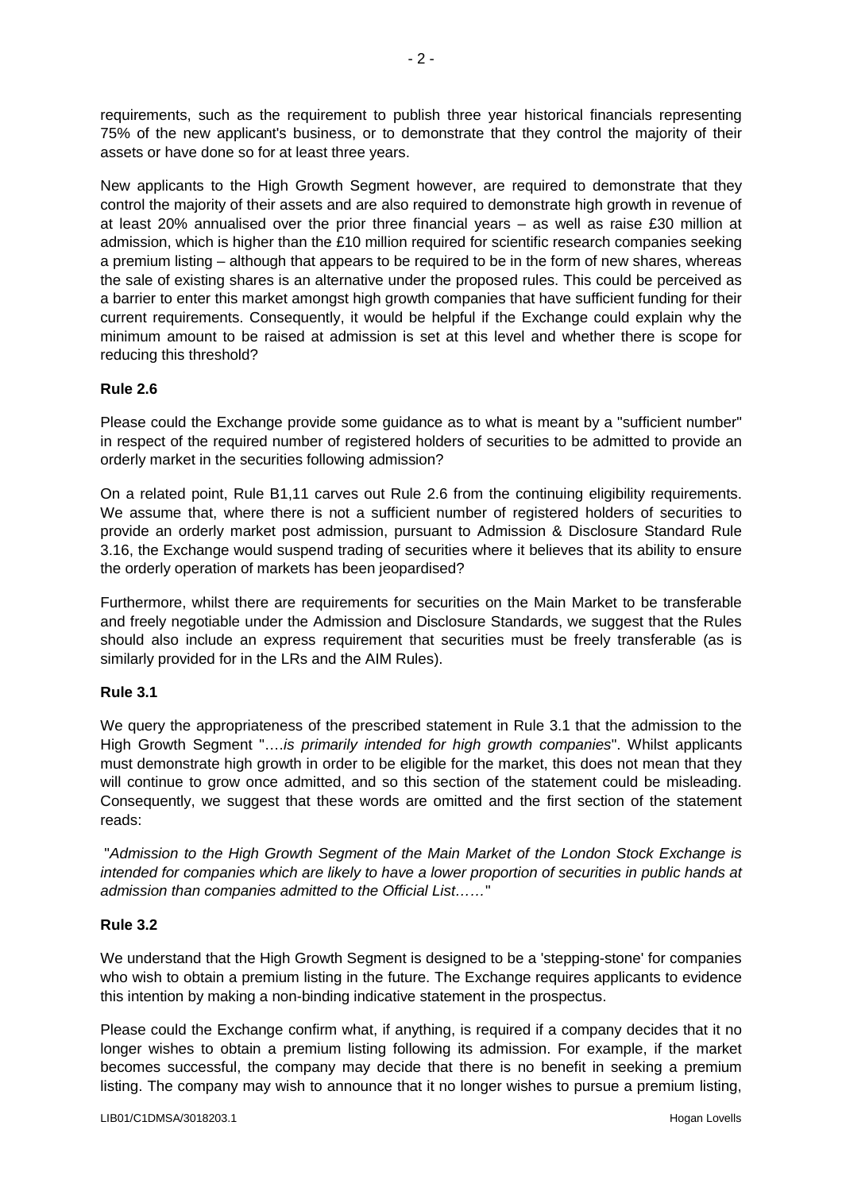requirements, such as the requirement to publish three year historical financials representing 75% of the new applicant's business, or to demonstrate that they control the majority of their assets or have done so for at least three years.

New applicants to the High Growth Segment however, are required to demonstrate that they control the majority of their assets and are also required to demonstrate high growth in revenue of at least 20% annualised over the prior three financial years – as well as raise £30 million at admission, which is higher than the £10 million required for scientific research companies seeking a premium listing – although that appears to be required to be in the form of new shares, whereas the sale of existing shares is an alternative under the proposed rules. This could be perceived as a barrier to enter this market amongst high growth companies that have sufficient funding for their current requirements. Consequently, it would be helpful if the Exchange could explain why the minimum amount to be raised at admission is set at this level and whether there is scope for reducing this threshold?

**Rule 2.6**

Please could the Exchange provide some guidance as to what is meant by a "sufficient number" in respect of the required number of registered holders of securities to be admitted to provide an orderly market in the securities following admission?

On a related point, Rule B1,11 carves out Rule 2.6 from the continuing eligibility requirements. We assume that, where there is not a sufficient number of registered holders of securities to provide an orderly market post admission, pursuant to Admission & Disclosure Standard Rule 3.16, the Exchange would suspend trading of securities where it believes that its ability to ensure the orderly operation of markets has been jeopardised?

Furthermore, whilst there are requirements for securities on the Main Market to be transferable and freely negotiable under the Admission and Disclosure Standards, we suggest that the Rules should also include an express requirement that securities must be freely transferable (as is similarly provided for in the LRs and the AIM Rules).

**Rule 3.1**

We query the appropriateness of the prescribed statement in Rule 3.1 that the admission to the High Growth Segment "….*is primarily intended for high growth companies*". Whilst applicants must demonstrate high growth in order to be eligible for the market, this does not mean that they will continue to grow once admitted, and so this section of the statement could be misleading. Consequently, we suggest that these words are omitted and the first section of the statement reads:

"*Admission to the High Growth Segment of the Main Market of the London Stock Exchange is intended for companies which are likely to have a lower proportion of securities in public hands at admission than companies admitted to the Official List……*"

**Rule 3.2**

We understand that the High Growth Segment is designed to be a 'stepping-stone' for companies who wish to obtain a premium listing in the future. The Exchange requires applicants to evidence this intention by making a non-binding indicative statement in the prospectus.

Please could the Exchange confirm what, if anything, is required if a company decides that it no longer wishes to obtain a premium listing following its admission. For example, if the market becomes successful, the company may decide that there is no benefit in seeking a premium listing. The company may wish to announce that it no longer wishes to pursue a premium listing,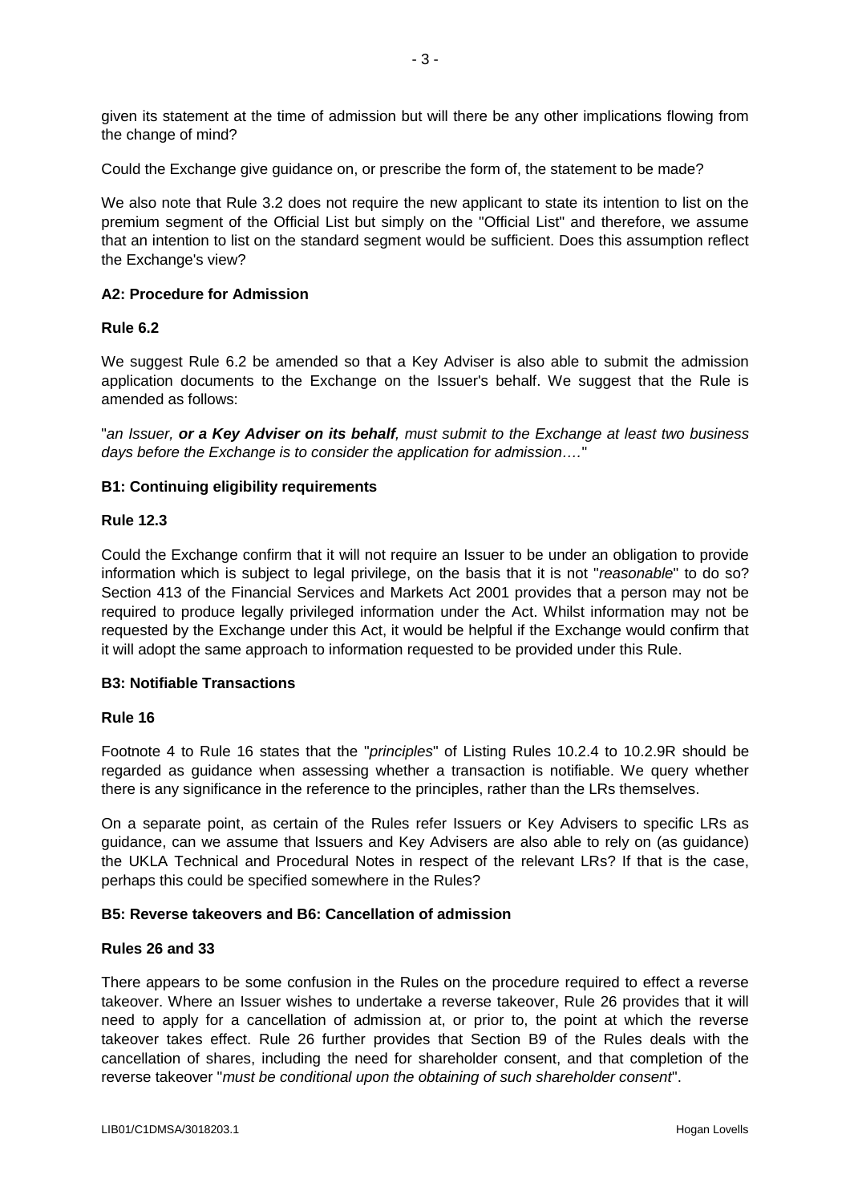given its statement at the time of admission but will there be any other implications flowing from the change of mind?

Could the Exchange give guidance on, or prescribe the form of, the statement to be made?

We also note that Rule 3.2 does not require the new applicant to state its intention to list on the premium segment of the Official List but simply on the "Official List" and therefore, we assume that an intention to list on the standard segment would be sufficient. Does this assumption reflect the Exchange's view?

**A2: Procedure for Admission**

**Rule 6.2**

We suggest Rule 6.2 be amended so that a Key Adviser is also able to submit the admission application documents to the Exchange on the Issuer's behalf. We suggest that the Rule is amended as follows:

"*an Issuer, **or a Key Adviser on its behalf**, must submit to the Exchange at least two business days before the Exchange is to consider the application for admission….*"

**B1: Continuing eligibility requirements**

**Rule 12.3**

Could the Exchange confirm that it will not require an Issuer to be under an obligation to provide information which is subject to legal privilege, on the basis that it is not "*reasonable*" to do so? Section 413 of the Financial Services and Markets Act 2001 provides that a person may not be required to produce legally privileged information under the Act. Whilst information may not be requested by the Exchange under this Act, it would be helpful if the Exchange would confirm that it will adopt the same approach to information requested to be provided under this Rule.

**B3: Notifiable Transactions**

**Rule 16**

Footnote 4 to Rule 16 states that the "*principles*" of Listing Rules 10.2.4 to 10.2.9R should be regarded as guidance when assessing whether a transaction is notifiable. We query whether there is any significance in the reference to the principles, rather than the LRs themselves.

On a separate point, as certain of the Rules refer Issuers or Key Advisers to specific LRs as guidance, can we assume that Issuers and Key Advisers are also able to rely on (as guidance) the UKLA Technical and Procedural Notes in respect of the relevant LRs? If that is the case, perhaps this could be specified somewhere in the Rules?

**B5: Reverse takeovers and B6: Cancellation of admission**

**Rules 26 and 33**

There appears to be some confusion in the Rules on the procedure required to effect a reverse takeover. Where an Issuer wishes to undertake a reverse takeover, Rule 26 provides that it will need to apply for a cancellation of admission at, or prior to, the point at which the reverse takeover takes effect. Rule 26 further provides that Section B9 of the Rules deals with the cancellation of shares, including the need for shareholder consent, and that completion of the reverse takeover "*must be conditional upon the obtaining of such shareholder consent*".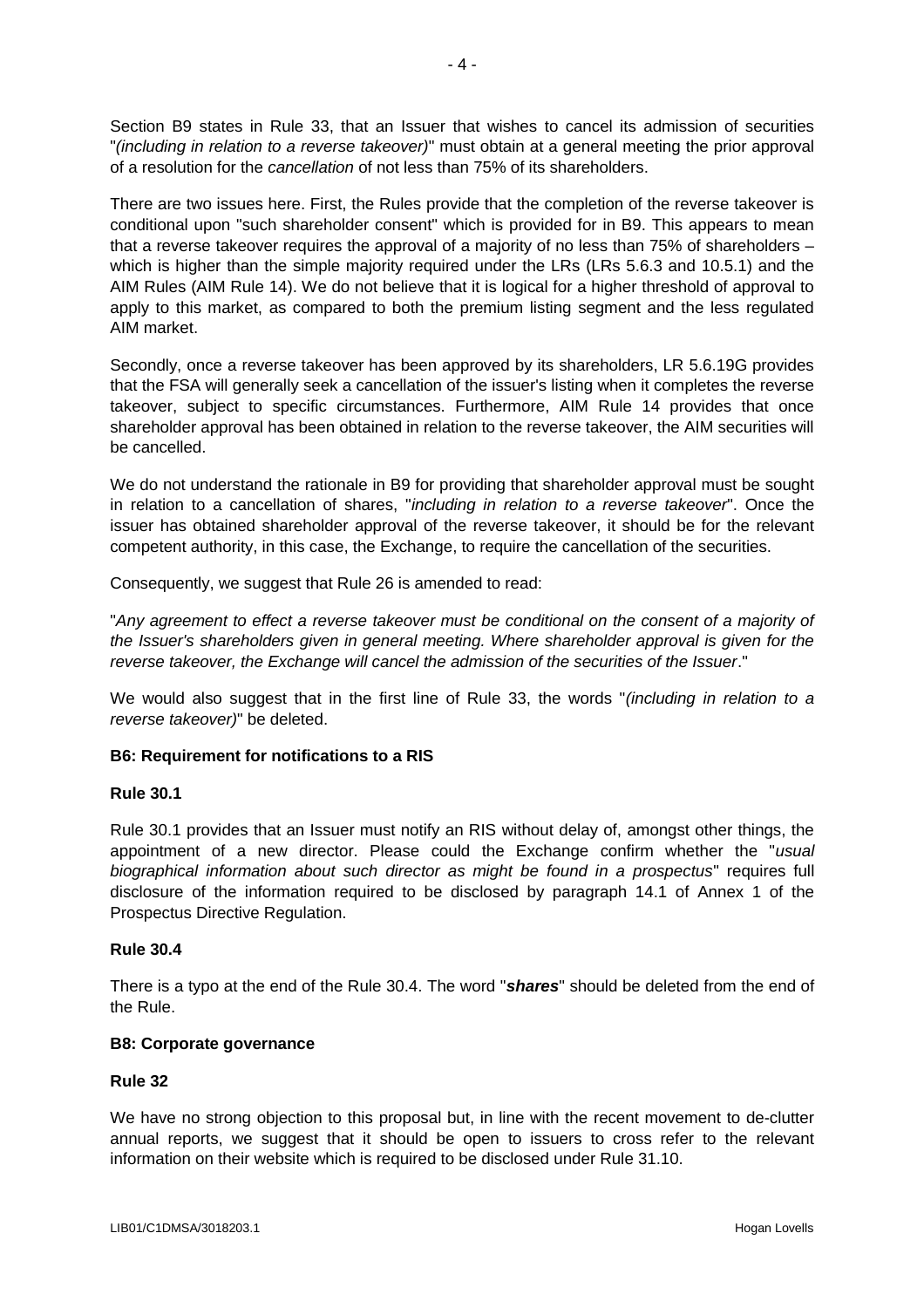Section B9 states in Rule 33, that an Issuer that wishes to cancel its admission of securities "*(including in relation to a reverse takeover)*" must obtain at a general meeting the prior approval of a resolution for the *cancellation* of not less than 75% of its shareholders.

There are two issues here. First, the Rules provide that the completion of the reverse takeover is conditional upon "such shareholder consent" which is provided for in B9. This appears to mean that a reverse takeover requires the approval of a majority of no less than 75% of shareholders – which is higher than the simple majority required under the LRs (LRs 5.6.3 and 10.5.1) and the AIM Rules (AIM Rule 14). We do not believe that it is logical for a higher threshold of approval to apply to this market, as compared to both the premium listing segment and the less regulated AIM market.

Secondly, once a reverse takeover has been approved by its shareholders, LR 5.6.19G provides that the FSA will generally seek a cancellation of the issuer's listing when it completes the reverse takeover, subject to specific circumstances. Furthermore, AIM Rule 14 provides that once shareholder approval has been obtained in relation to the reverse takeover, the AIM securities will be cancelled.

We do not understand the rationale in B9 for providing that shareholder approval must be sought in relation to a cancellation of shares, "*including in relation to a reverse takeover*". Once the issuer has obtained shareholder approval of the reverse takeover, it should be for the relevant competent authority, in this case, the Exchange, to require the cancellation of the securities.

Consequently, we suggest that Rule 26 is amended to read:

"*Any agreement to effect a reverse takeover must be conditional on the consent of a majority of the Issuer's shareholders given in general meeting. Where shareholder approval is given for the reverse takeover, the Exchange will cancel the admission of the securities of the Issuer*."

We would also suggest that in the first line of Rule 33, the words "*(including in relation to a reverse takeover)*" be deleted.

**B6: Requirement for notifications to a RIS**

**Rule 30.1**

Rule 30.1 provides that an Issuer must notify an RIS without delay of, amongst other things, the appointment of a new director. Please could the Exchange confirm whether the "*usual biographical information about such director as might be found in a prospectus*" requires full disclosure of the information required to be disclosed by paragraph 14.1 of Annex 1 of the Prospectus Directive Regulation.

**Rule 30.4**

There is a typo at the end of the Rule 30.4. The word "***shares***" should be deleted from the end of the Rule.

**B8: Corporate governance**

**Rule 32**

We have no strong objection to this proposal but, in line with the recent movement to de-clutter annual reports, we suggest that it should be open to issuers to cross refer to the relevant information on their website which is required to be disclosed under Rule 31.10.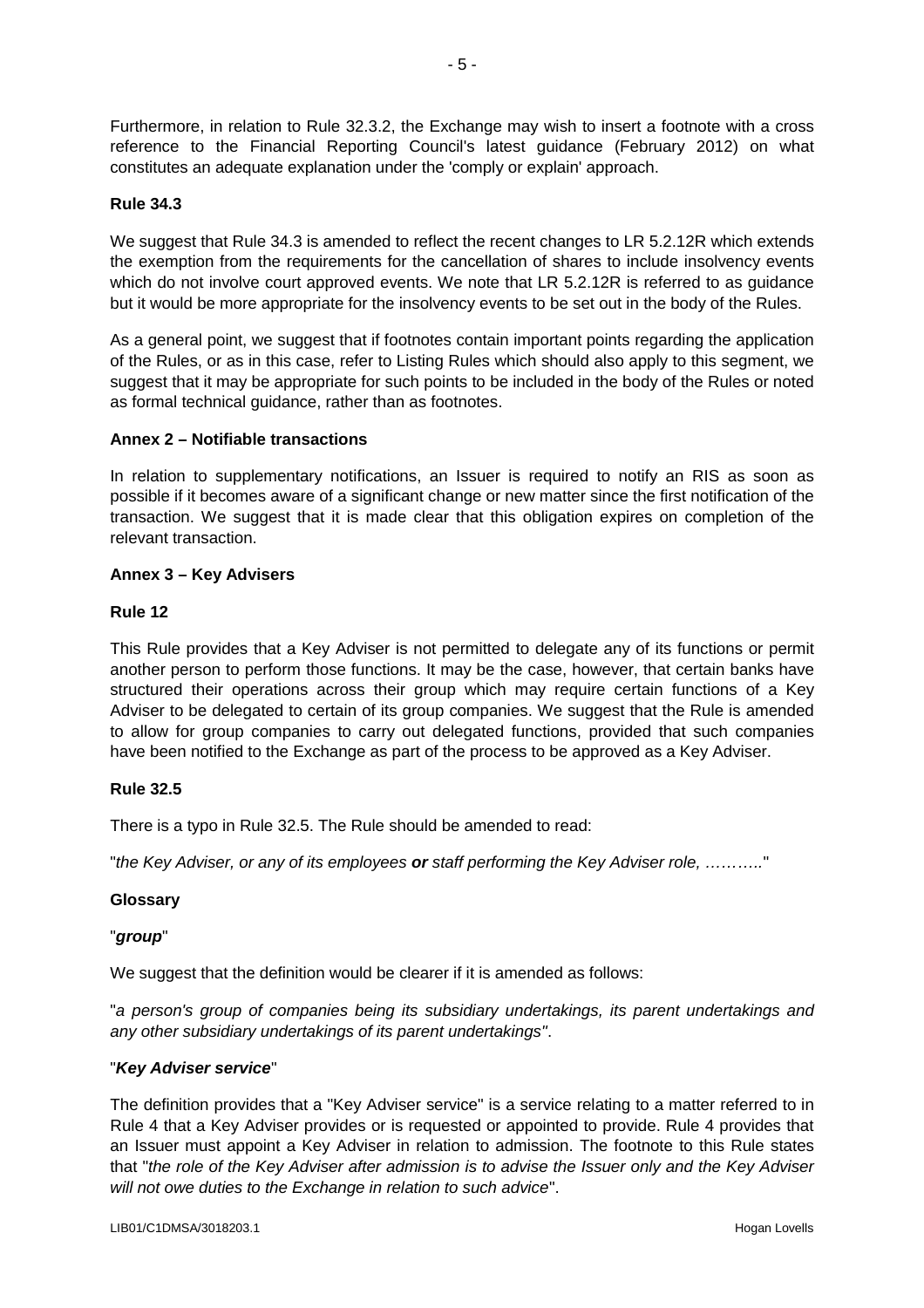Furthermore, in relation to Rule 32.3.2, the Exchange may wish to insert a footnote with a cross reference to the Financial Reporting Council's latest guidance (February 2012) on what constitutes an adequate explanation under the 'comply or explain' approach.

**Rule 34.3**

We suggest that Rule 34.3 is amended to reflect the recent changes to LR 5.2.12R which extends the exemption from the requirements for the cancellation of shares to include insolvency events which do not involve court approved events. We note that LR 5.2.12R is referred to as guidance but it would be more appropriate for the insolvency events to be set out in the body of the Rules.

As a general point, we suggest that if footnotes contain important points regarding the application of the Rules, or as in this case, refer to Listing Rules which should also apply to this segment, we suggest that it may be appropriate for such points to be included in the body of the Rules or noted as formal technical guidance, rather than as footnotes.

**Annex 2 – Notifiable transactions**

In relation to supplementary notifications, an Issuer is required to notify an RIS as soon as possible if it becomes aware of a significant change or new matter since the first notification of the transaction. We suggest that it is made clear that this obligation expires on completion of the relevant transaction.

**Annex 3 – Key Advisers**

**Rule 12**

This Rule provides that a Key Adviser is not permitted to delegate any of its functions or permit another person to perform those functions. It may be the case, however, that certain banks have structured their operations across their group which may require certain functions of a Key Adviser to be delegated to certain of its group companies. We suggest that the Rule is amended to allow for group companies to carry out delegated functions, provided that such companies have been notified to the Exchange as part of the process to be approved as a Key Adviser.

**Rule 32.5**

There is a typo in Rule 32.5. The Rule should be amended to read:

"*the Key Adviser, or any of its employees **or** staff performing the Key Adviser role, ………..*"

**Glossary**

"***group***"

We suggest that the definition would be clearer if it is amended as follows:

"*a person's group of companies being its subsidiary undertakings, its parent undertakings and any other subsidiary undertakings of its parent undertakings"*.

"***Key Adviser service***"

The definition provides that a "Key Adviser service" is a service relating to a matter referred to in Rule 4 that a Key Adviser provides or is requested or appointed to provide. Rule 4 provides that an Issuer must appoint a Key Adviser in relation to admission. The footnote to this Rule states that "*the role of the Key Adviser after admission is to advise the Issuer only and the Key Adviser will not owe duties to the Exchange in relation to such advice*".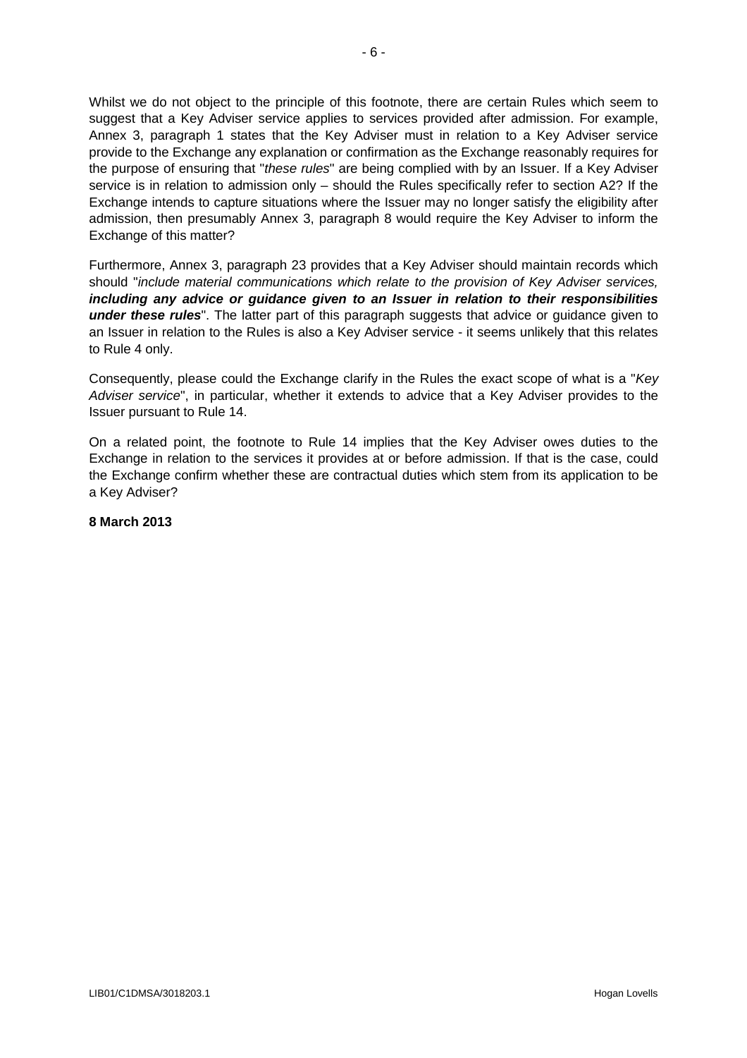Whilst we do not object to the principle of this footnote, there are certain Rules which seem to suggest that a Key Adviser service applies to services provided after admission. For example, Annex 3, paragraph 1 states that the Key Adviser must in relation to a Key Adviser service provide to the Exchange any explanation or confirmation as the Exchange reasonably requires for the purpose of ensuring that "*these rules*" are being complied with by an Issuer. If a Key Adviser service is in relation to admission only – should the Rules specifically refer to section A2? If the Exchange intends to capture situations where the Issuer may no longer satisfy the eligibility after admission, then presumably Annex 3, paragraph 8 would require the Key Adviser to inform the Exchange of this matter?

Furthermore, Annex 3, paragraph 23 provides that a Key Adviser should maintain records which should "*include material communications which relate to the provision of Key Adviser services,* ***including any advice or guidance given to an Issuer in relation to their responsibilities under these rules***". The latter part of this paragraph suggests that advice or guidance given to an Issuer in relation to the Rules is also a Key Adviser service - it seems unlikely that this relates to Rule 4 only.

Consequently, please could the Exchange clarify in the Rules the exact scope of what is a "*Key Adviser service*", in particular, whether it extends to advice that a Key Adviser provides to the Issuer pursuant to Rule 14.

On a related point, the footnote to Rule 14 implies that the Key Adviser owes duties to the Exchange in relation to the services it provides at or before admission. If that is the case, could the Exchange confirm whether these are contractual duties which stem from its application to be a Key Adviser?

**8 March 2013**